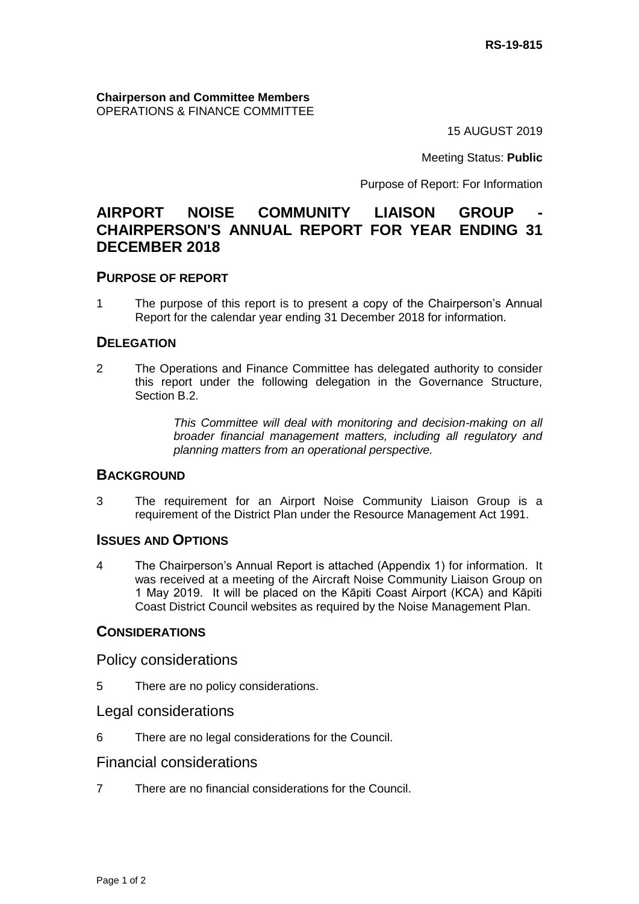**RS-19-815**

**Chairperson and Committee Members**
OPERATIONS & FINANCE COMMITTEE

15 AUGUST 2019

Meeting Status: **Public**

Purpose of Report: For Information

# AIRPORT NOISE COMMUNITY LIAISON GROUP - CHAIRPERSON'S ANNUAL REPORT FOR YEAR ENDING 31 DECEMBER 2018

## PURPOSE OF REPORT

1 The purpose of this report is to present a copy of the Chairperson's Annual Report for the calendar year ending 31 December 2018 for information.

## DELEGATION

2 The Operations and Finance Committee has delegated authority to consider this report under the following delegation in the Governance Structure, Section B.2.

> *This Committee will deal with monitoring and decision-making on all broader financial management matters, including all regulatory and planning matters from an operational perspective.*

## BACKGROUND

3 The requirement for an Airport Noise Community Liaison Group is a requirement of the District Plan under the Resource Management Act 1991.

## ISSUES AND OPTIONS

4 The Chairperson's Annual Report is attached (Appendix 1) for information. It was received at a meeting of the Aircraft Noise Community Liaison Group on 1 May 2019. It will be placed on the Kāpiti Coast Airport (KCA) and Kāpiti Coast District Council websites as required by the Noise Management Plan.

## CONSIDERATIONS

### Policy considerations

5 There are no policy considerations.

### Legal considerations

6 There are no legal considerations for the Council.

### Financial considerations

7 There are no financial considerations for the Council.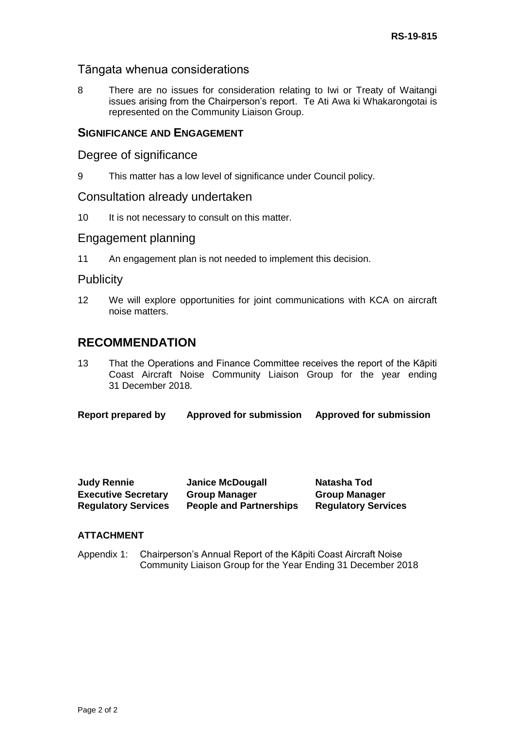## Tāngata whenua considerations

8 There are no issues for consideration relating to Iwi or Treaty of Waitangi issues arising from the Chairperson's report. Te Ati Awa ki Whakarongotai is represented on the Community Liaison Group.

## SIGNIFICANCE AND ENGAGEMENT

### Degree of significance

9 This matter has a low level of significance under Council policy.

### Consultation already undertaken

10 It is not necessary to consult on this matter.

### Engagement planning

11 An engagement plan is not needed to implement this decision.

### Publicity

12 We will explore opportunities for joint communications with KCA on aircraft noise matters.

# RECOMMENDATION

13 That the Operations and Finance Committee receives the report of the Kāpiti Coast Aircraft Noise Community Liaison Group for the year ending 31 December 2018.

| Report prepared by | Approved for submission | Approved for submission |
| --- | --- | --- |
| **Judy Rennie** | **Janice McDougall** | **Natasha Tod** |
| **Executive Secretary** | **Group Manager** | **Group Manager** |
| **Regulatory Services** | **People and Partnerships** | **Regulatory Services** |

### ATTACHMENT

Appendix 1: Chairperson's Annual Report of the Kāpiti Coast Aircraft Noise Community Liaison Group for the Year Ending 31 December 2018